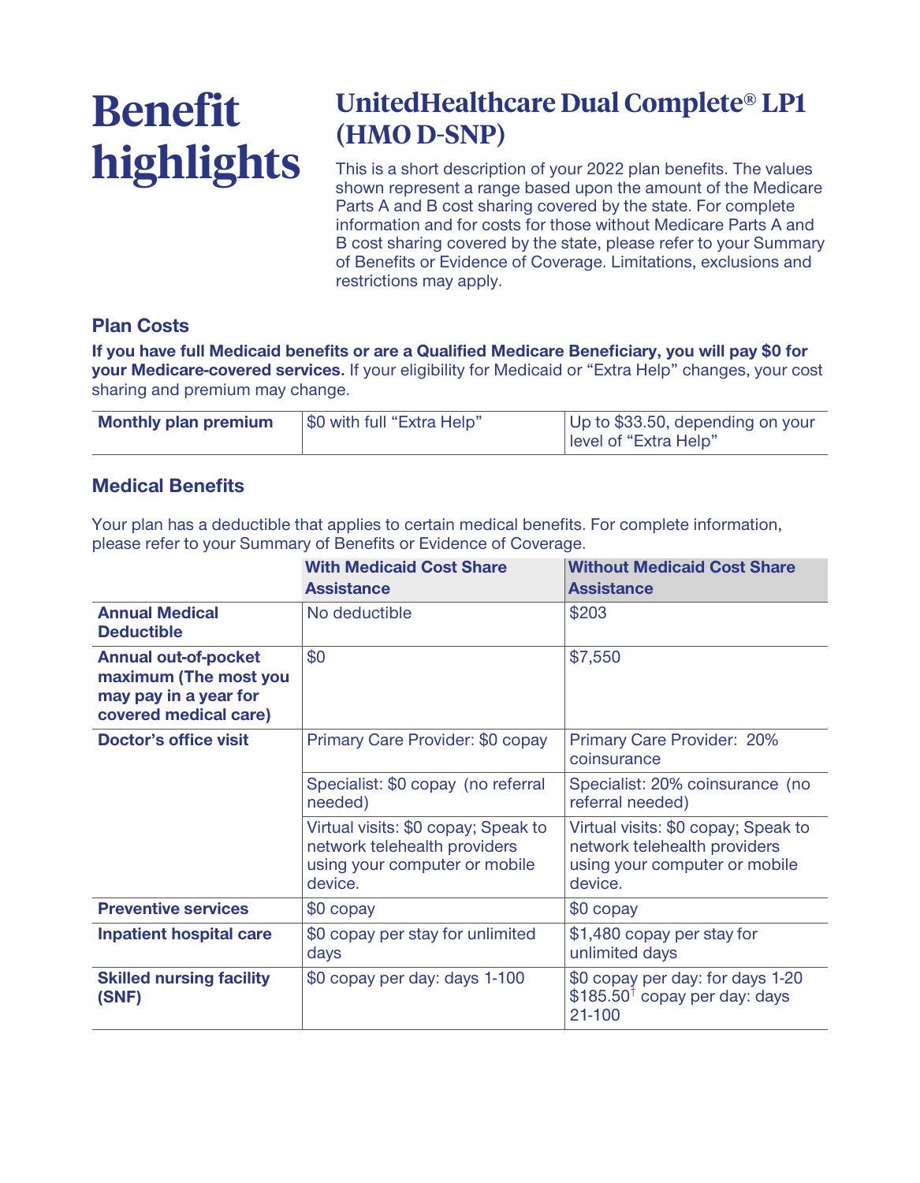# Benefit highlights

## UnitedHealthcare Dual Complete® LP1 (HMO D-SNP)

This is a short description of your 2022 plan benefits. The values shown represent a range based upon the amount of the Medicare Parts A and B cost sharing covered by the state. For complete information and for costs for those without Medicare Parts A and B cost sharing covered by the state, please refer to your Summary of Benefits or Evidence of Coverage. Limitations, exclusions and restrictions may apply.

### Plan Costs

**If you have full Medicaid benefits or are a Qualified Medicare Beneficiary, you will pay $0 for your Medicare-covered services.** If your eligibility for Medicaid or "Extra Help" changes, your cost sharing and premium may change.

| | | |
|---|---|---|
| **Monthly plan premium** | $0 with full "Extra Help" | Up to $33.50, depending on your level of "Extra Help" |

### Medical Benefits

Your plan has a deductible that applies to certain medical benefits. For complete information, please refer to your Summary of Benefits or Evidence of Coverage.

| | **With Medicaid Cost Share Assistance** | **Without Medicaid Cost Share Assistance** |
|---|---|---|
| **Annual Medical Deductible** | No deductible | $203 |
| **Annual out-of-pocket maximum (The most you may pay in a year for covered medical care)** | $0 | $7,550 |
| **Doctor's office visit** | Primary Care Provider: $0 copay | Primary Care Provider: 20% coinsurance |
| | Specialist: $0 copay (no referral needed) | Specialist: 20% coinsurance (no referral needed) |
| | Virtual visits: $0 copay; Speak to network telehealth providers using your computer or mobile device. | Virtual visits: $0 copay; Speak to network telehealth providers using your computer or mobile device. |
| **Preventive services** | $0 copay | $0 copay |
| **Inpatient hospital care** | $0 copay per stay for unlimited days | $1,480 copay per stay for unlimited days |
| **Skilled nursing facility (SNF)** | $0 copay per day: days 1-100 | $0 copay per day: for days 1-20<br>$185.50[†] copay per day: days 21-100 |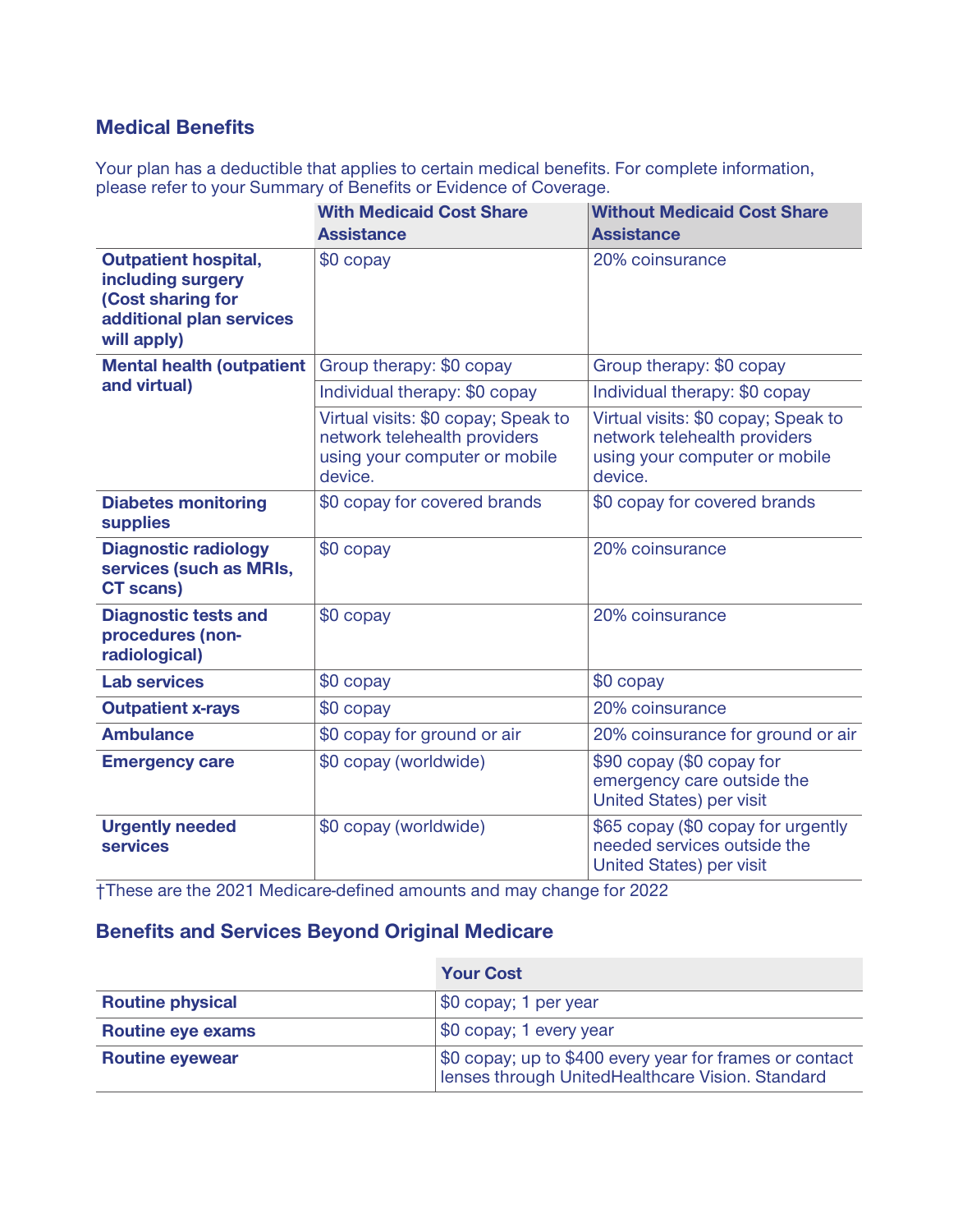## Medical Benefits

Your plan has a deductible that applies to certain medical benefits. For complete information, please refer to your Summary of Benefits or Evidence of Coverage.

| | With Medicaid Cost Share Assistance | Without Medicaid Cost Share Assistance |
|---|---|---|
| **Outpatient hospital, including surgery (Cost sharing for additional plan services will apply)** | $0 copay | 20% coinsurance |
| **Mental health (outpatient and virtual)** | Group therapy: $0 copay | Group therapy: $0 copay |
| | Individual therapy: $0 copay | Individual therapy: $0 copay |
| | Virtual visits: $0 copay; Speak to network telehealth providers using your computer or mobile device. | Virtual visits: $0 copay; Speak to network telehealth providers using your computer or mobile device. |
| **Diabetes monitoring supplies** | $0 copay for covered brands | $0 copay for covered brands |
| **Diagnostic radiology services (such as MRIs, CT scans)** | $0 copay | 20% coinsurance |
| **Diagnostic tests and procedures (non-radiological)** | $0 copay | 20% coinsurance |
| **Lab services** | $0 copay | $0 copay |
| **Outpatient x-rays** | $0 copay | 20% coinsurance |
| **Ambulance** | $0 copay for ground or air | 20% coinsurance for ground or air |
| **Emergency care** | $0 copay (worldwide) | $90 copay ($0 copay for emergency care outside the United States) per visit |
| **Urgently needed services** | $0 copay (worldwide) | $65 copay ($0 copay for urgently needed services outside the United States) per visit |

†These are the 2021 Medicare-defined amounts and may change for 2022

## Benefits and Services Beyond Original Medicare

| | Your Cost |
|---|---|
| **Routine physical** | $0 copay; 1 per year |
| **Routine eye exams** | $0 copay; 1 every year |
| **Routine eyewear** | $0 copay; up to $400 every year for frames or contact lenses through UnitedHealthcare Vision. Standard |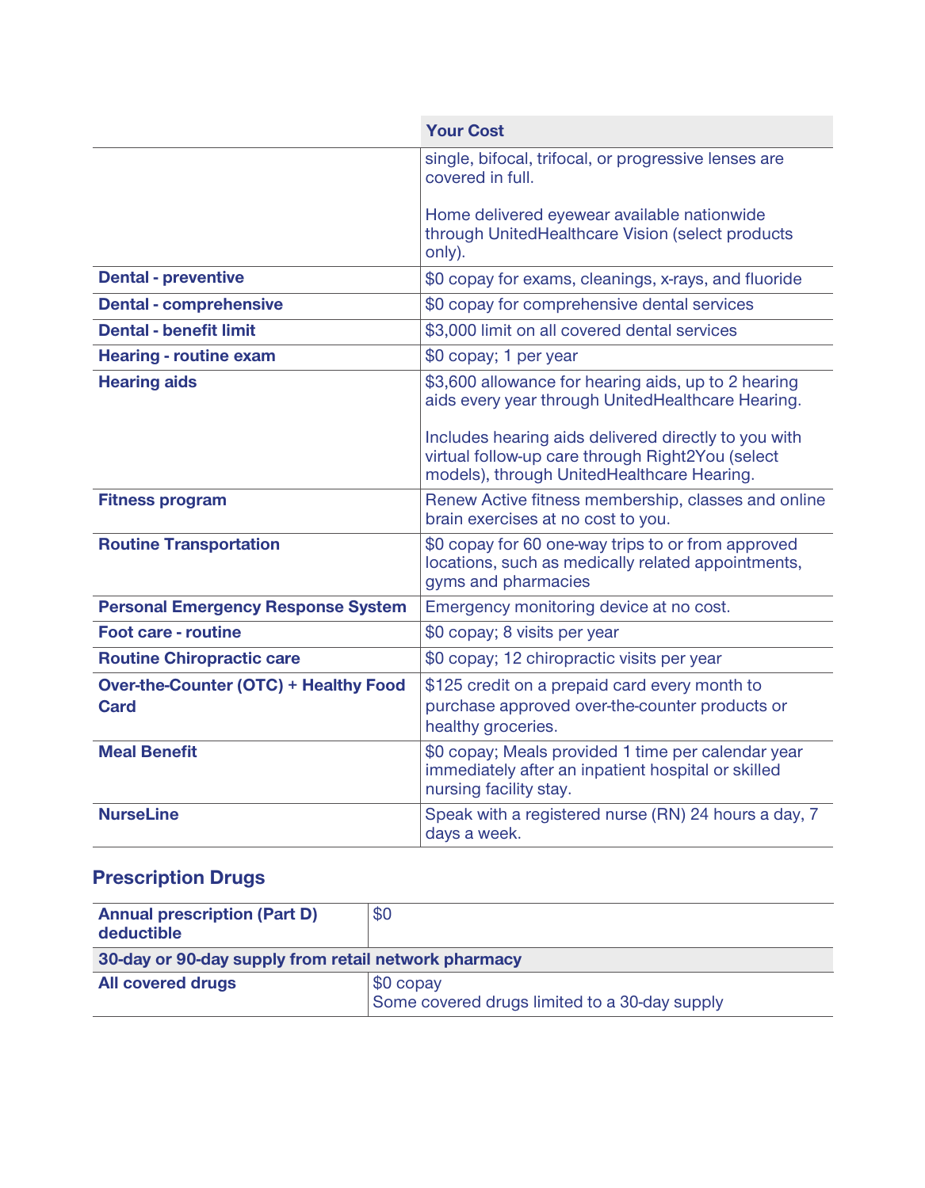| | Your Cost |
|---|---|
| | single, bifocal, trifocal, or progressive lenses are covered in full.<br><br>Home delivered eyewear available nationwide through UnitedHealthcare Vision (select products only). |
| **Dental - preventive** | $0 copay for exams, cleanings, x-rays, and fluoride |
| **Dental - comprehensive** | $0 copay for comprehensive dental services |
| **Dental - benefit limit** | $3,000 limit on all covered dental services |
| **Hearing - routine exam** | $0 copay; 1 per year |
| **Hearing aids** | $3,600 allowance for hearing aids, up to 2 hearing aids every year through UnitedHealthcare Hearing.<br><br>Includes hearing aids delivered directly to you with virtual follow-up care through Right2You (select models), through UnitedHealthcare Hearing. |
| **Fitness program** | Renew Active fitness membership, classes and online brain exercises at no cost to you. |
| **Routine Transportation** | $0 copay for 60 one-way trips to or from approved locations, such as medically related appointments, gyms and pharmacies |
| **Personal Emergency Response System** | Emergency monitoring device at no cost. |
| **Foot care - routine** | $0 copay; 8 visits per year |
| **Routine Chiropractic care** | $0 copay; 12 chiropractic visits per year |
| **Over-the-Counter (OTC) + Healthy Food Card** | $125 credit on a prepaid card every month to purchase approved over-the-counter products or healthy groceries. |
| **Meal Benefit** | $0 copay; Meals provided 1 time per calendar year immediately after an inpatient hospital or skilled nursing facility stay. |
| **NurseLine** | Speak with a registered nurse (RN) 24 hours a day, 7 days a week. |

## Prescription Drugs

| | |
|---|---|
| **Annual prescription (Part D) deductible** | $0 |
| **30-day or 90-day supply from retail network pharmacy** | |
| **All covered drugs** | $0 copay<br>Some covered drugs limited to a 30-day supply |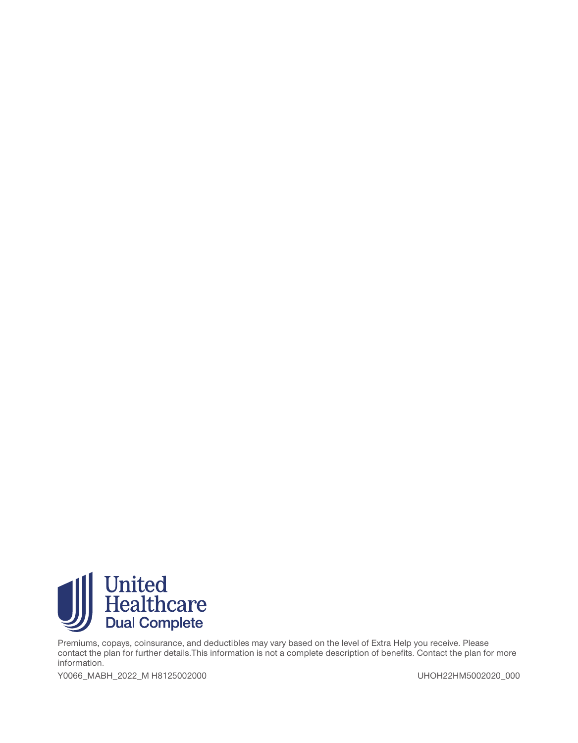UnitedHealthcare Dual Complete

Premiums, copays, coinsurance, and deductibles may vary based on the level of Extra Help you receive. Please contact the plan for further details.This information is not a complete description of benefits. Contact the plan for more information.

Y0066_MABH_2022_M H8125002000

UHOH22HM5002020_000